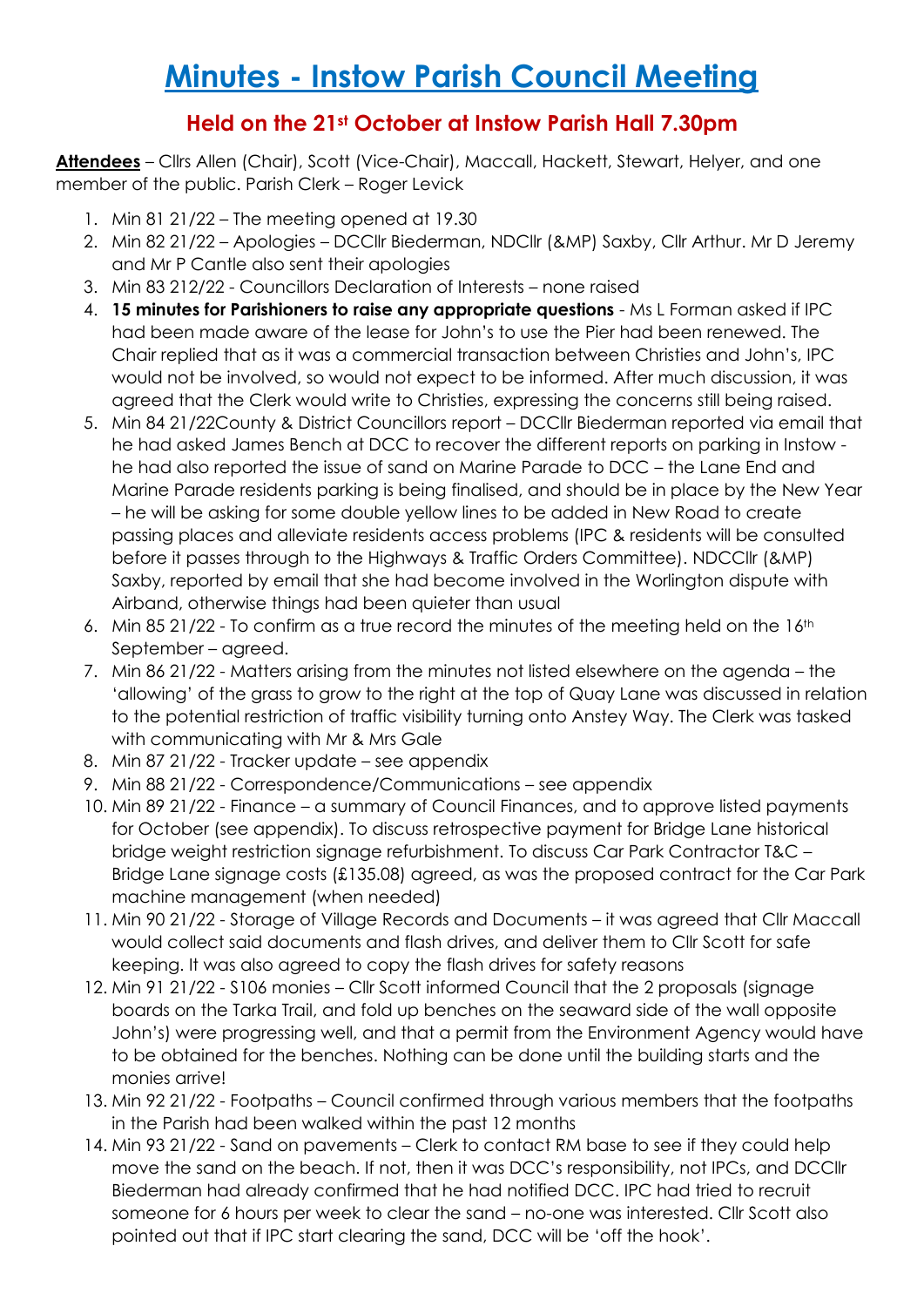# Minutes - Instow Parish Council Meeting

## Held on the 21st October at Instow Parish Hall 7.30pm

**Attendees** – Cllrs Allen (Chair), Scott (Vice-Chair), Maccall, Hackett, Stewart, Helyer, and one member of the public. Parish Clerk – Roger Levick

1. Min 81 21/22 – The meeting opened at 19.30
2. Min 82 21/22 – Apologies – DCCllr Biederman, NDCllr (&MP) Saxby, Cllr Arthur. Mr D Jeremy and Mr P Cantle also sent their apologies
3. Min 83 212/22 - Councillors Declaration of Interests – none raised
4. **15 minutes for Parishioners to raise any appropriate questions** - Ms L Forman asked if IPC had been made aware of the lease for John's to use the Pier had been renewed. The Chair replied that as it was a commercial transaction between Christies and John's, IPC would not be involved, so would not expect to be informed. After much discussion, it was agreed that the Clerk would write to Christies, expressing the concerns still being raised.
5. Min 84 21/22County & District Councillors report – DCCllr Biederman reported via email that he had asked James Bench at DCC to recover the different reports on parking in Instow - he had also reported the issue of sand on Marine Parade to DCC – the Lane End and Marine Parade residents parking is being finalised, and should be in place by the New Year – he will be asking for some double yellow lines to be added in New Road to create passing places and alleviate residents access problems (IPC & residents will be consulted before it passes through to the Highways & Traffic Orders Committee). NDCCllr (&MP) Saxby, reported by email that she had become involved in the Worlington dispute with Airband, otherwise things had been quieter than usual
6. Min 85 21/22 - To confirm as a true record the minutes of the meeting held on the 16th September – agreed.
7. Min 86 21/22 - Matters arising from the minutes not listed elsewhere on the agenda – the 'allowing' of the grass to grow to the right at the top of Quay Lane was discussed in relation to the potential restriction of traffic visibility turning onto Anstey Way. The Clerk was tasked with communicating with Mr & Mrs Gale
8. Min 87 21/22 - Tracker update – see appendix
9. Min 88 21/22 - Correspondence/Communications – see appendix
10. Min 89 21/22 - Finance – a summary of Council Finances, and to approve listed payments for October (see appendix). To discuss retrospective payment for Bridge Lane historical bridge weight restriction signage refurbishment. To discuss Car Park Contractor T&C – Bridge Lane signage costs (£135.08) agreed, as was the proposed contract for the Car Park machine management (when needed)
11. Min 90 21/22 - Storage of Village Records and Documents – it was agreed that Cllr Maccall would collect said documents and flash drives, and deliver them to Cllr Scott for safe keeping. It was also agreed to copy the flash drives for safety reasons
12. Min 91 21/22 - S106 monies – Cllr Scott informed Council that the 2 proposals (signage boards on the Tarka Trail, and fold up benches on the seaward side of the wall opposite John's) were progressing well, and that a permit from the Environment Agency would have to be obtained for the benches. Nothing can be done until the building starts and the monies arrive!
13. Min 92 21/22 - Footpaths – Council confirmed through various members that the footpaths in the Parish had been walked within the past 12 months
14. Min 93 21/22 - Sand on pavements – Clerk to contact RM base to see if they could help move the sand on the beach. If not, then it was DCC's responsibility, not IPCs, and DCCllr Biederman had already confirmed that he had notified DCC. IPC had tried to recruit someone for 6 hours per week to clear the sand – no-one was interested. Cllr Scott also pointed out that if IPC start clearing the sand, DCC will be 'off the hook'.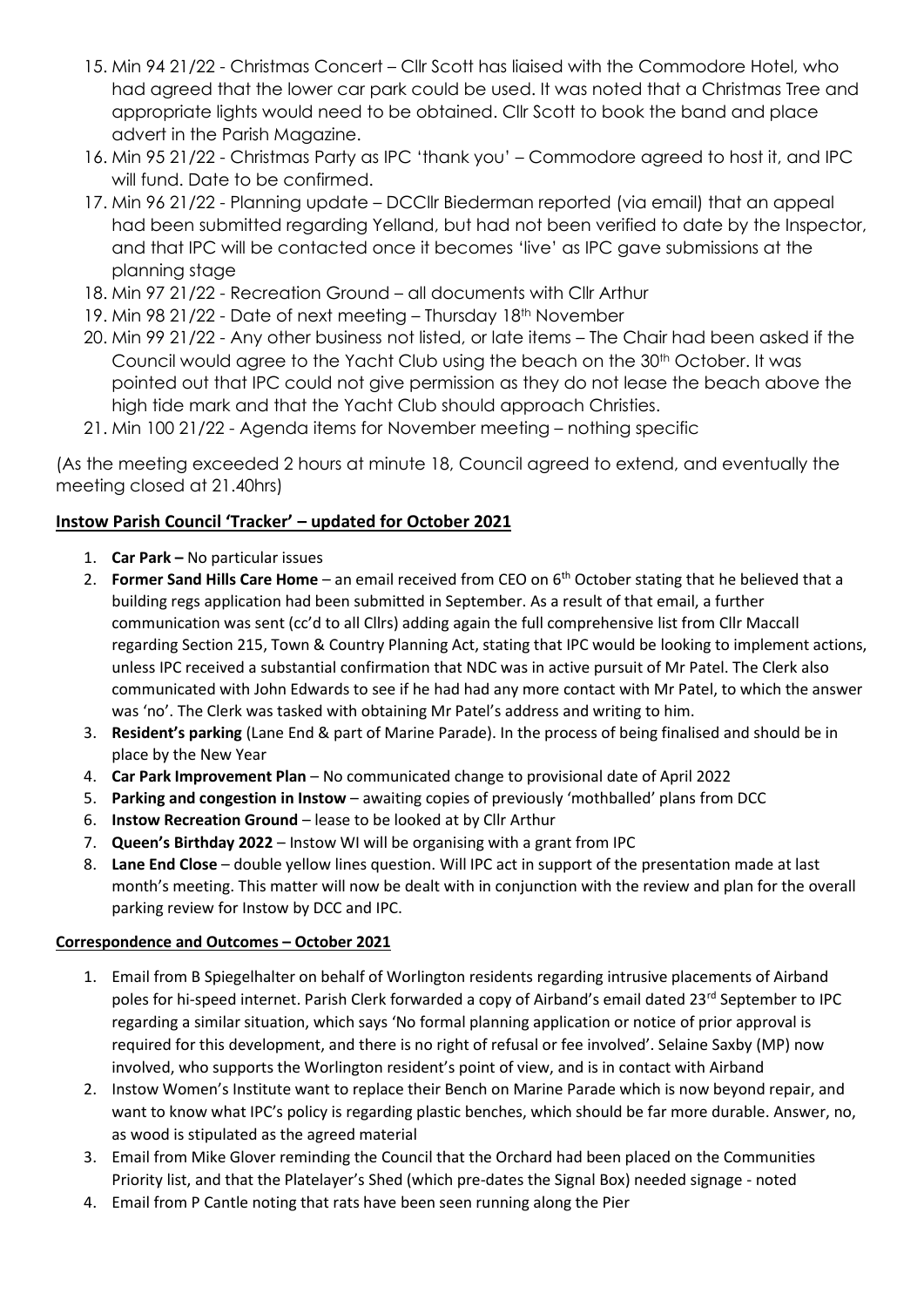15. Min 94 21/22 - Christmas Concert – Cllr Scott has liaised with the Commodore Hotel, who had agreed that the lower car park could be used. It was noted that a Christmas Tree and appropriate lights would need to be obtained. Cllr Scott to book the band and place advert in the Parish Magazine.
16. Min 95 21/22 - Christmas Party as IPC 'thank you' – Commodore agreed to host it, and IPC will fund. Date to be confirmed.
17. Min 96 21/22 - Planning update – DCCllr Biederman reported (via email) that an appeal had been submitted regarding Yelland, but had not been verified to date by the Inspector, and that IPC will be contacted once it becomes 'live' as IPC gave submissions at the planning stage
18. Min 97 21/22 - Recreation Ground – all documents with Cllr Arthur
19. Min 98 21/22 - Date of next meeting – Thursday 18th November
20. Min 99 21/22 - Any other business not listed, or late items – The Chair had been asked if the Council would agree to the Yacht Club using the beach on the 30th October. It was pointed out that IPC could not give permission as they do not lease the beach above the high tide mark and that the Yacht Club should approach Christies.
21. Min 100 21/22 - Agenda items for November meeting – nothing specific

(As the meeting exceeded 2 hours at minute 18, Council agreed to extend, and eventually the meeting closed at 21.40hrs)

**Instow Parish Council 'Tracker' – updated for October 2021**

1. **Car Park –** No particular issues
2. **Former Sand Hills Care Home** – an email received from CEO on 6th October stating that he believed that a building regs application had been submitted in September. As a result of that email, a further communication was sent (cc'd to all Cllrs) adding again the full comprehensive list from Cllr Maccall regarding Section 215, Town & Country Planning Act, stating that IPC would be looking to implement actions, unless IPC received a substantial confirmation that NDC was in active pursuit of Mr Patel. The Clerk also communicated with John Edwards to see if he had had any more contact with Mr Patel, to which the answer was 'no'. The Clerk was tasked with obtaining Mr Patel's address and writing to him.
3. **Resident's parking** (Lane End & part of Marine Parade). In the process of being finalised and should be in place by the New Year
4. **Car Park Improvement Plan** – No communicated change to provisional date of April 2022
5. **Parking and congestion in Instow** – awaiting copies of previously 'mothballed' plans from DCC
6. **Instow Recreation Ground** – lease to be looked at by Cllr Arthur
7. **Queen's Birthday 2022** – Instow WI will be organising with a grant from IPC
8. **Lane End Close** – double yellow lines question. Will IPC act in support of the presentation made at last month's meeting. This matter will now be dealt with in conjunction with the review and plan for the overall parking review for Instow by DCC and IPC.

**Correspondence and Outcomes – October 2021**

1. Email from B Spiegelhalter on behalf of Worlington residents regarding intrusive placements of Airband poles for hi-speed internet. Parish Clerk forwarded a copy of Airband's email dated 23rd September to IPC regarding a similar situation, which says 'No formal planning application or notice of prior approval is required for this development, and there is no right of refusal or fee involved'. Selaine Saxby (MP) now involved, who supports the Worlington resident's point of view, and is in contact with Airband
2. Instow Women's Institute want to replace their Bench on Marine Parade which is now beyond repair, and want to know what IPC's policy is regarding plastic benches, which should be far more durable. Answer, no, as wood is stipulated as the agreed material
3. Email from Mike Glover reminding the Council that the Orchard had been placed on the Communities Priority list, and that the Platelayer's Shed (which pre-dates the Signal Box) needed signage - noted
4. Email from P Cantle noting that rats have been seen running along the Pier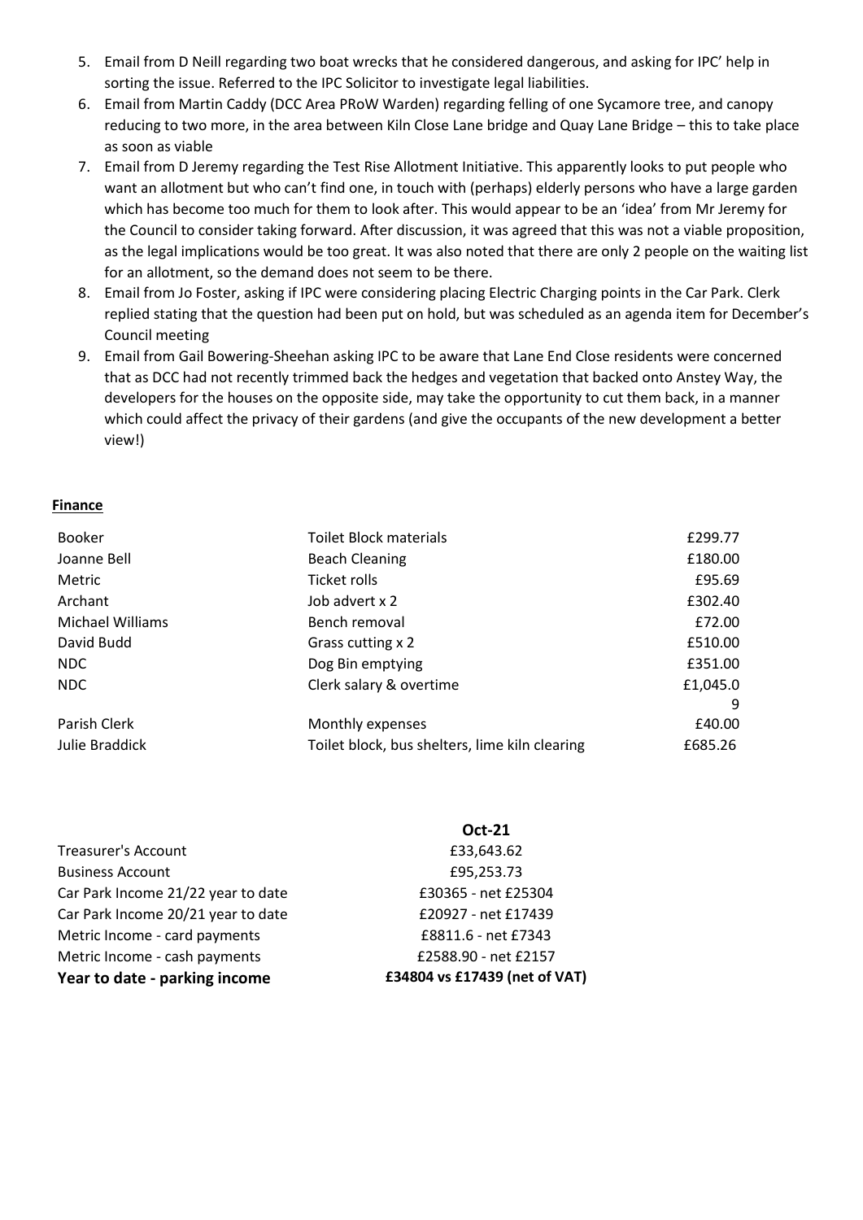5. Email from D Neill regarding two boat wrecks that he considered dangerous, and asking for IPC' help in sorting the issue. Referred to the IPC Solicitor to investigate legal liabilities.
6. Email from Martin Caddy (DCC Area PRoW Warden) regarding felling of one Sycamore tree, and canopy reducing to two more, in the area between Kiln Close Lane bridge and Quay Lane Bridge – this to take place as soon as viable
7. Email from D Jeremy regarding the Test Rise Allotment Initiative. This apparently looks to put people who want an allotment but who can't find one, in touch with (perhaps) elderly persons who have a large garden which has become too much for them to look after. This would appear to be an 'idea' from Mr Jeremy for the Council to consider taking forward. After discussion, it was agreed that this was not a viable proposition, as the legal implications would be too great. It was also noted that there are only 2 people on the waiting list for an allotment, so the demand does not seem to be there.
8. Email from Jo Foster, asking if IPC were considering placing Electric Charging points in the Car Park. Clerk replied stating that the question had been put on hold, but was scheduled as an agenda item for December's Council meeting
9. Email from Gail Bowering-Sheehan asking IPC to be aware that Lane End Close residents were concerned that as DCC had not recently trimmed back the hedges and vegetation that backed onto Anstey Way, the developers for the houses on the opposite side, may take the opportunity to cut them back, in a manner which could affect the privacy of their gardens (and give the occupants of the new development a better view!)

**Finance**

| | | |
|---|---|---|
| Booker | Toilet Block materials | £299.77 |
| Joanne Bell | Beach Cleaning | £180.00 |
| Metric | Ticket rolls | £95.69 |
| Archant | Job advert x 2 | £302.40 |
| Michael Williams | Bench removal | £72.00 |
| David Budd | Grass cutting x 2 | £510.00 |
| NDC | Dog Bin emptying | £351.00 |
| NDC | Clerk salary & overtime | £1,045.09 |
| Parish Clerk | Monthly expenses | £40.00 |
| Julie Braddick | Toilet block, bus shelters, lime kiln clearing | £685.26 |

| | **Oct-21** |
|---|---|
| Treasurer's Account | £33,643.62 |
| Business Account | £95,253.73 |
| Car Park Income 21/22 year to date | £30365 - net £25304 |
| Car Park Income 20/21 year to date | £20927 - net £17439 |
| Metric Income - card payments | £8811.6 - net £7343 |
| Metric Income - cash payments | £2588.90 - net £2157 |
| **Year to date - parking income** | **£34804 vs £17439 (net of VAT)** |